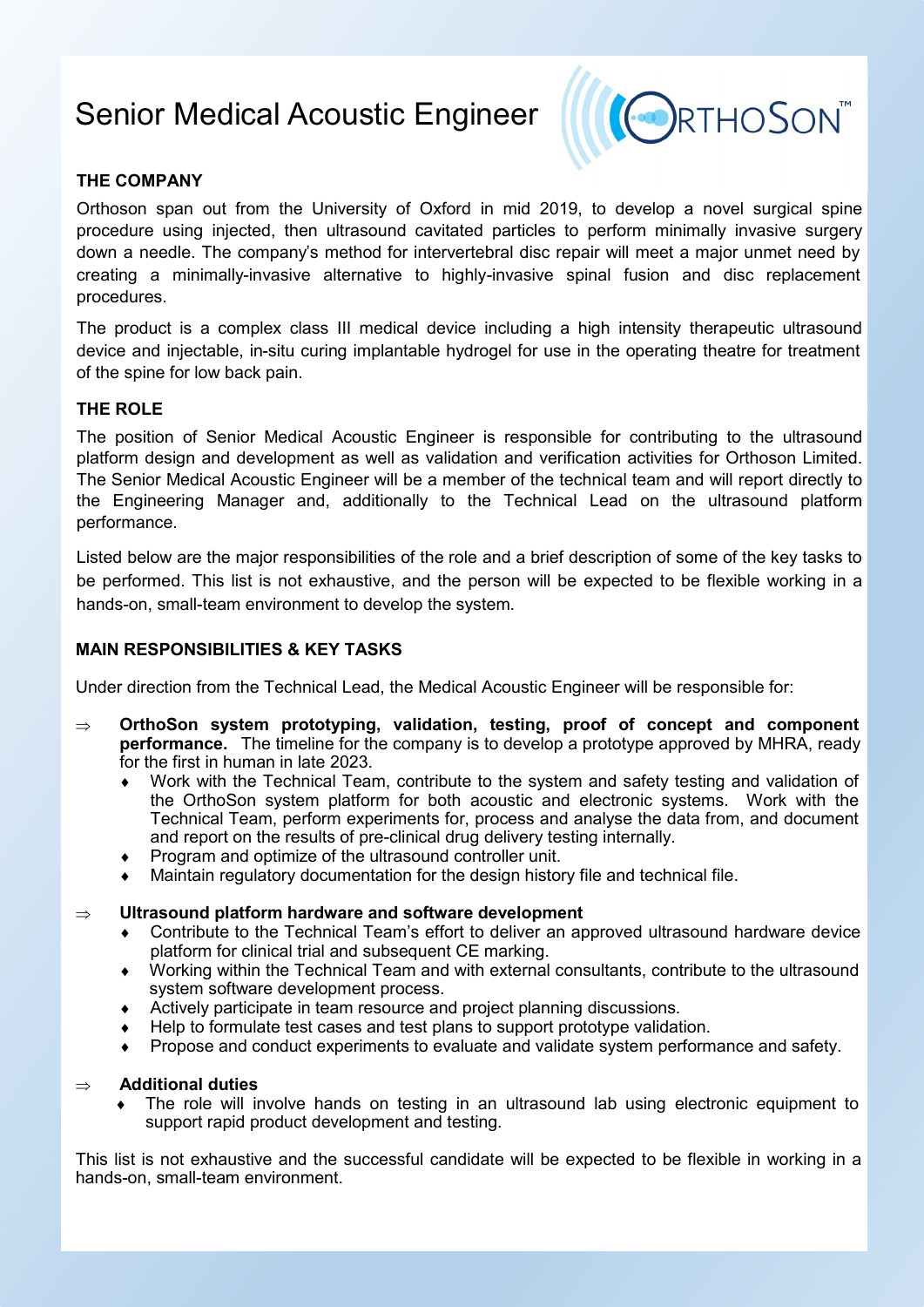# Senior Medical Acoustic Engineer

## THE COMPANY

Orthoson span out from the University of Oxford in mid 2019, to develop a novel surgical spine procedure using injected, then ultrasound cavitated particles to perform minimally invasive surgery down a needle. The company's method for intervertebral disc repair will meet a major unmet need by creating a minimally-invasive alternative to highly-invasive spinal fusion and disc replacement procedures.

The product is a complex class III medical device including a high intensity therapeutic ultrasound device and injectable, in-situ curing implantable hydrogel for use in the operating theatre for treatment of the spine for low back pain.

## THE ROLE

The position of Senior Medical Acoustic Engineer is responsible for contributing to the ultrasound platform design and development as well as validation and verification activities for Orthoson Limited. The Senior Medical Acoustic Engineer will be a member of the technical team and will report directly to the Engineering Manager and, additionally to the Technical Lead on the ultrasound platform performance.

Listed below are the major responsibilities of the role and a brief description of some of the key tasks to be performed. This list is not exhaustive, and the person will be expected to be flexible working in a hands-on, small-team environment to develop the system.

## MAIN RESPONSIBILITIES & KEY TASKS

Under direction from the Technical Lead, the Medical Acoustic Engineer will be responsible for:

⇒ **OrthoSon system prototyping, validation, testing, proof of concept and component performance.** The timeline for the company is to develop a prototype approved by MHRA, ready for the first in human in late 2023.

- Work with the Technical Team, contribute to the system and safety testing and validation of the OrthoSon system platform for both acoustic and electronic systems. Work with the Technical Team, perform experiments for, process and analyse the data from, and document and report on the results of pre-clinical drug delivery testing internally.
- Program and optimize of the ultrasound controller unit.
- Maintain regulatory documentation for the design history file and technical file.

⇒ **Ultrasound platform hardware and software development**

- Contribute to the Technical Team's effort to deliver an approved ultrasound hardware device platform for clinical trial and subsequent CE marking.
- Working within the Technical Team and with external consultants, contribute to the ultrasound system software development process.
- Actively participate in team resource and project planning discussions.
- Help to formulate test cases and test plans to support prototype validation.
- Propose and conduct experiments to evaluate and validate system performance and safety.

⇒ **Additional duties**

- The role will involve hands on testing in an ultrasound lab using electronic equipment to support rapid product development and testing.

This list is not exhaustive and the successful candidate will be expected to be flexible in working in a hands-on, small-team environment.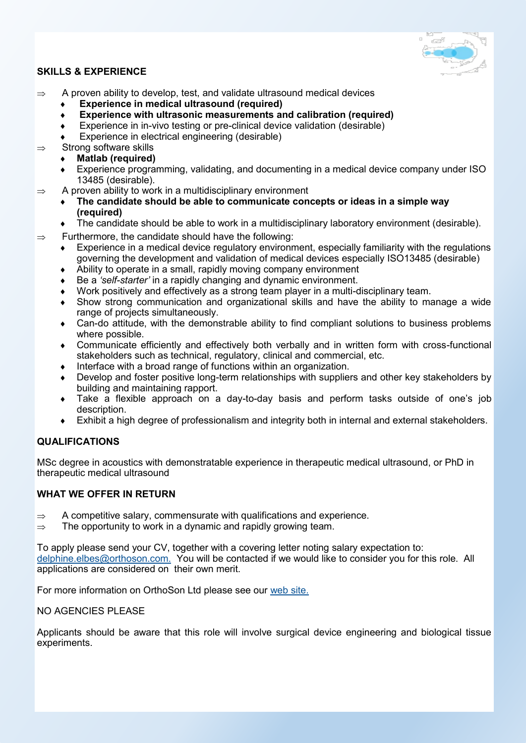## SKILLS & EXPERIENCE

- A proven ability to develop, test, and validate ultrasound medical devices
  - **Experience in medical ultrasound (required)**
  - **Experience with ultrasonic measurements and calibration (required)**
  - Experience in in-vivo testing or pre-clinical device validation (desirable)
  - Experience in electrical engineering (desirable)
- Strong software skills
  - **Matlab (required)**
  - Experience programming, validating, and documenting in a medical device company under ISO 13485 (desirable).
- A proven ability to work in a multidisciplinary environment
  - **The candidate should be able to communicate concepts or ideas in a simple way (required)**
  - The candidate should be able to work in a multidisciplinary laboratory environment (desirable).
- Furthermore, the candidate should have the following:
  - Experience in a medical device regulatory environment, especially familiarity with the regulations governing the development and validation of medical devices especially ISO13485 (desirable)
  - Ability to operate in a small, rapidly moving company environment
  - Be a *'self-starter'* in a rapidly changing and dynamic environment.
  - Work positively and effectively as a strong team player in a multi-disciplinary team.
  - Show strong communication and organizational skills and have the ability to manage a wide range of projects simultaneously.
  - Can-do attitude, with the demonstrable ability to find compliant solutions to business problems where possible.
  - Communicate efficiently and effectively both verbally and in written form with cross-functional stakeholders such as technical, regulatory, clinical and commercial, etc.
  - Interface with a broad range of functions within an organization.
  - Develop and foster positive long-term relationships with suppliers and other key stakeholders by building and maintaining rapport.
  - Take a flexible approach on a day-to-day basis and perform tasks outside of one's job description.
  - Exhibit a high degree of professionalism and integrity both in internal and external stakeholders.

## QUALIFICATIONS

MSc degree in acoustics with demonstratable experience in therapeutic medical ultrasound, or PhD in therapeutic medical ultrasound

## WHAT WE OFFER IN RETURN

- A competitive salary, commensurate with qualifications and experience.
- The opportunity to work in a dynamic and rapidly growing team.

To apply please send your CV, together with a covering letter noting salary expectation to: delphine.elbes@orthoson.com. You will be contacted if we would like to consider you for this role. All applications are considered on their own merit.

For more information on OrthoSon Ltd please see our web site.

NO AGENCIES PLEASE

Applicants should be aware that this role will involve surgical device engineering and biological tissue experiments.